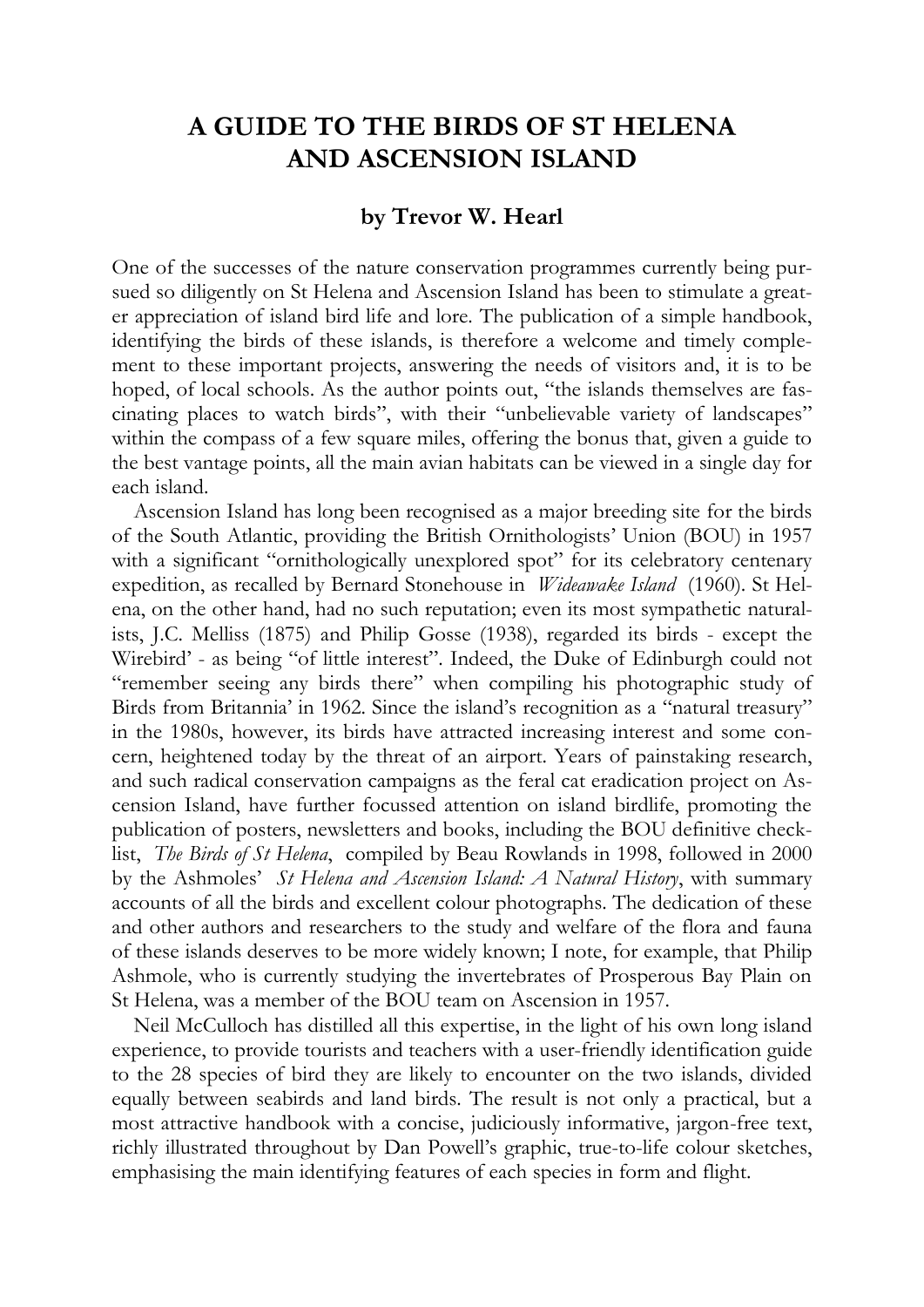# A GUIDE TO THE BIRDS OF ST HELENA AND ASCENSION ISLAND

**by Trevor W. Hearl**

One of the successes of the nature conservation programmes currently being pursued so diligently on St Helena and Ascension Island has been to stimulate a greater appreciation of island bird life and lore. The publication of a simple handbook, identifying the birds of these islands, is therefore a welcome and timely complement to these important projects, answering the needs of visitors and, it is to be hoped, of local schools. As the author points out, "the islands themselves are fascinating places to watch birds", with their "unbelievable variety of landscapes" within the compass of a few square miles, offering the bonus that, given a guide to the best vantage points, all the main avian habitats can be viewed in a single day for each island.

Ascension Island has long been recognised as a major breeding site for the birds of the South Atlantic, providing the British Ornithologists' Union (BOU) in 1957 with a significant "ornithologically unexplored spot" for its celebratory centenary expedition, as recalled by Bernard Stonehouse in *Wideawake Island* (1960). St Helena, on the other hand, had no such reputation; even its most sympathetic naturalists, J.C. Melliss (1875) and Philip Gosse (1938), regarded its birds - except the Wirebird' - as being "of little interest". Indeed, the Duke of Edinburgh could not "remember seeing any birds there" when compiling his photographic study of Birds from Britannia' in 1962. Since the island's recognition as a "natural treasury" in the 1980s, however, its birds have attracted increasing interest and some concern, heightened today by the threat of an airport. Years of painstaking research, and such radical conservation campaigns as the feral cat eradication project on Ascension Island, have further focussed attention on island birdlife, promoting the publication of posters, newsletters and books, including the BOU definitive checklist, *The Birds of St Helena*, compiled by Beau Rowlands in 1998, followed in 2000 by the Ashmoles' *St Helena and Ascension Island: A Natural History*, with summary accounts of all the birds and excellent colour photographs. The dedication of these and other authors and researchers to the study and welfare of the flora and fauna of these islands deserves to be more widely known; I note, for example, that Philip Ashmole, who is currently studying the invertebrates of Prosperous Bay Plain on St Helena, was a member of the BOU team on Ascension in 1957.

Neil McCulloch has distilled all this expertise, in the light of his own long island experience, to provide tourists and teachers with a user-friendly identification guide to the 28 species of bird they are likely to encounter on the two islands, divided equally between seabirds and land birds. The result is not only a practical, but a most attractive handbook with a concise, judiciously informative, jargon-free text, richly illustrated throughout by Dan Powell's graphic, true-to-life colour sketches, emphasising the main identifying features of each species in form and flight.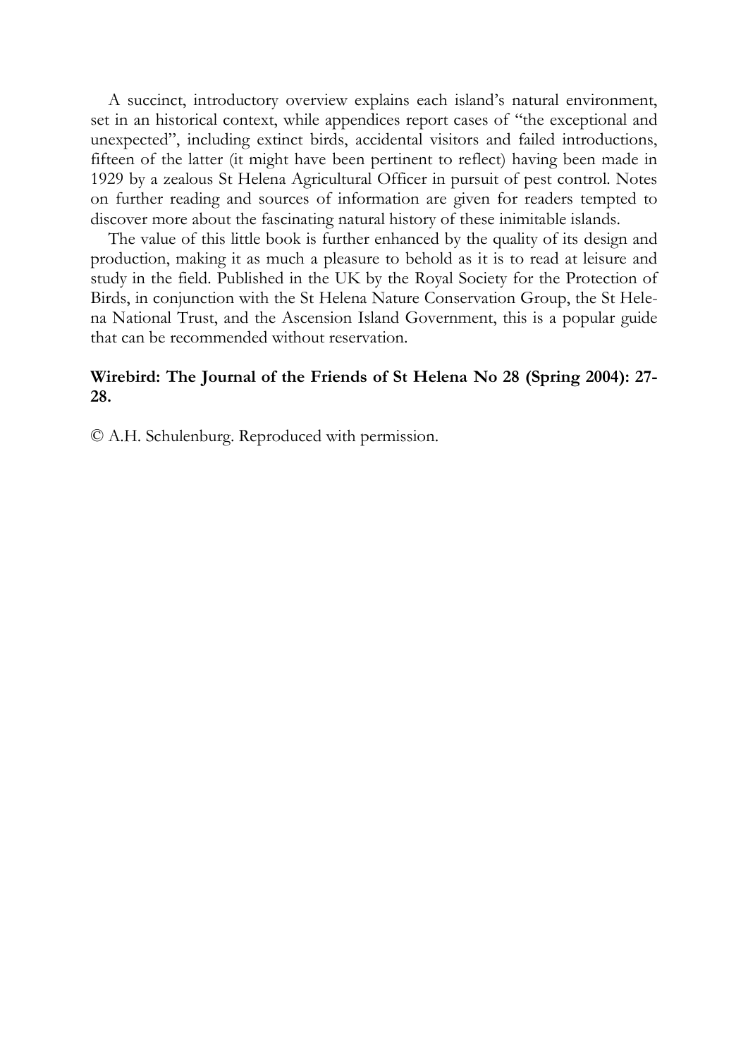A succinct, introductory overview explains each island's natural environment, set in an historical context, while appendices report cases of "the exceptional and unexpected", including extinct birds, accidental visitors and failed introductions, fifteen of the latter (it might have been pertinent to reflect) having been made in 1929 by a zealous St Helena Agricultural Officer in pursuit of pest control. Notes on further reading and sources of information are given for readers tempted to discover more about the fascinating natural history of these inimitable islands.

The value of this little book is further enhanced by the quality of its design and production, making it as much a pleasure to behold as it is to read at leisure and study in the field. Published in the UK by the Royal Society for the Protection of Birds, in conjunction with the St Helena Nature Conservation Group, the St Helena National Trust, and the Ascension Island Government, this is a popular guide that can be recommended without reservation.

**Wirebird: The Journal of the Friends of St Helena No 28 (Spring 2004): 27-28.**

© A.H. Schulenburg. Reproduced with permission.